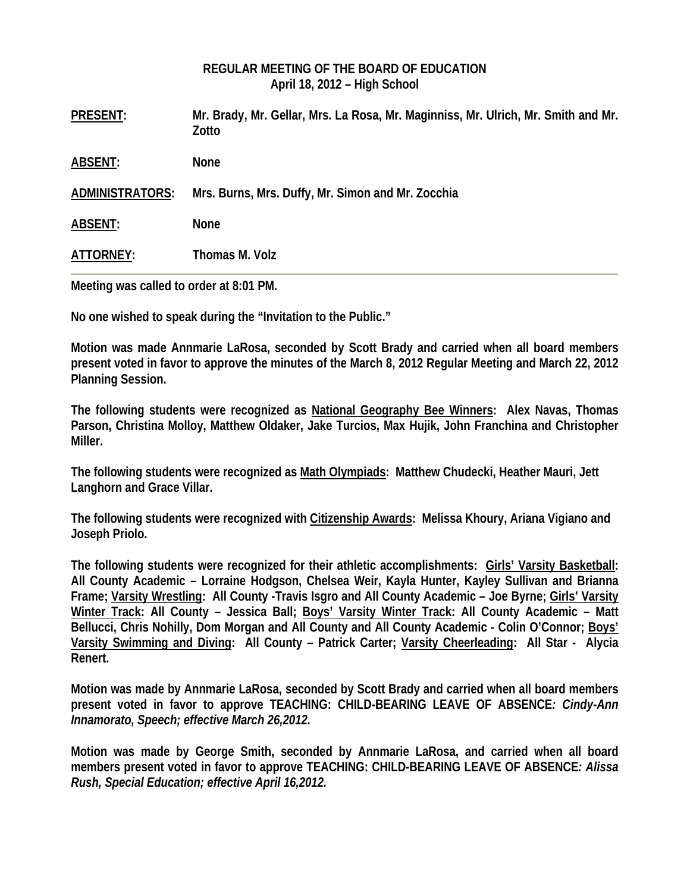**REGULAR MEETING OF THE BOARD OF EDUCATION**
**April 18, 2012 – High School**

**PRESENT:** Mr. Brady, Mr. Gellar, Mrs. La Rosa, Mr. Maginniss, Mr. Ulrich, Mr. Smith and Mr. Zotto

**ABSENT:** None

**ADMINISTRATORS:** Mrs. Burns, Mrs. Duffy, Mr. Simon and Mr. Zocchia

**ABSENT:** None

**ATTORNEY:** Thomas M. Volz

---

**Meeting was called to order at 8:01 PM.**

**No one wished to speak during the "Invitation to the Public."**

**Motion was made Annmarie LaRosa, seconded by Scott Brady and carried when all board members present voted in favor to approve the minutes of the March 8, 2012 Regular Meeting and March 22, 2012 Planning Session.**

**The following students were recognized as National Geography Bee Winners: Alex Navas, Thomas Parson, Christina Molloy, Matthew Oldaker, Jake Turcios, Max Hujik, John Franchina and Christopher Miller.**

**The following students were recognized as Math Olympiads: Matthew Chudecki, Heather Mauri, Jett Langhorn and Grace Villar.**

**The following students were recognized with Citizenship Awards: Melissa Khoury, Ariana Vigiano and Joseph Priolo.**

**The following students were recognized for their athletic accomplishments: Girls' Varsity Basketball: All County Academic – Lorraine Hodgson, Chelsea Weir, Kayla Hunter, Kayley Sullivan and Brianna Frame; Varsity Wrestling: All County -Travis Isgro and All County Academic – Joe Byrne; Girls' Varsity Winter Track: All County – Jessica Ball; Boys' Varsity Winter Track: All County Academic – Matt Bellucci, Chris Nohilly, Dom Morgan and All County and All County Academic - Colin O'Connor; Boys' Varsity Swimming and Diving: All County – Patrick Carter; Varsity Cheerleading: All Star - Alycia Renert.**

**Motion was made by Annmarie LaRosa, seconded by Scott Brady and carried when all board members present voted in favor to approve TEACHING: CHILD-BEARING LEAVE OF ABSENCE*: Cindy-Ann Innamorato, Speech; effective March 26,2012.***

**Motion was made by George Smith, seconded by Annmarie LaRosa, and carried when all board members present voted in favor to approve TEACHING: CHILD-BEARING LEAVE OF ABSENCE*: Alissa Rush, Special Education; effective April 16,2012.***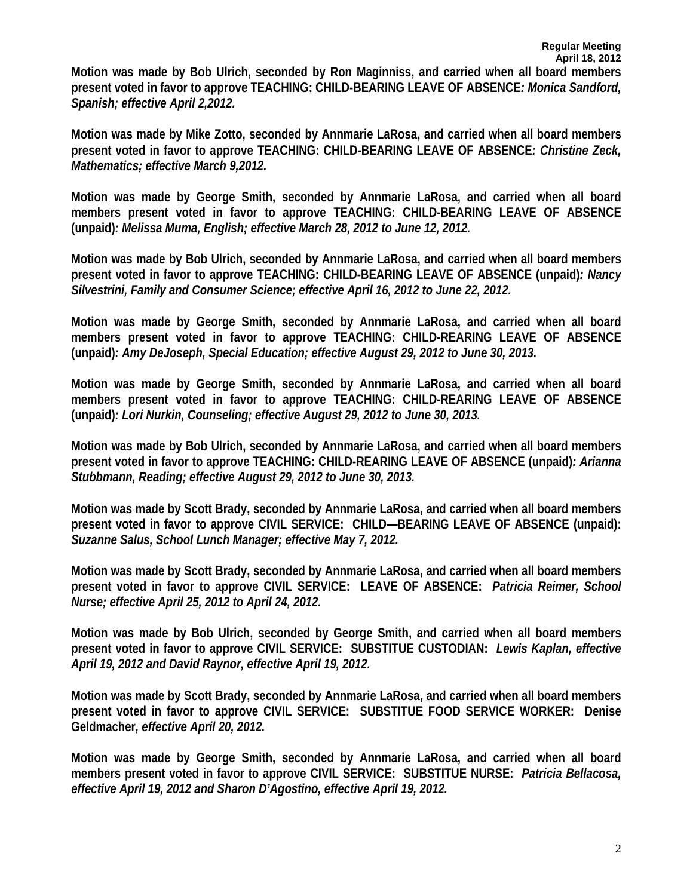**Motion was made by Bob Ulrich, seconded by Ron Maginniss, and carried when all board members present voted in favor to approve TEACHING: CHILD-BEARING LEAVE OF ABSENCE*: Monica Sandford, Spanish; effective April 2,2012.***

**Motion was made by Mike Zotto, seconded by Annmarie LaRosa, and carried when all board members present voted in favor to approve TEACHING: CHILD-BEARING LEAVE OF ABSENCE*: Christine Zeck, Mathematics; effective March 9,2012.***

**Motion was made by George Smith, seconded by Annmarie LaRosa, and carried when all board members present voted in favor to approve TEACHING: CHILD-BEARING LEAVE OF ABSENCE (unpaid)*: Melissa Muma, English; effective March 28, 2012 to June 12, 2012.***

**Motion was made by Bob Ulrich, seconded by Annmarie LaRosa, and carried when all board members present voted in favor to approve TEACHING: CHILD-BEARING LEAVE OF ABSENCE (unpaid)*: Nancy Silvestrini, Family and Consumer Science; effective April 16, 2012 to June 22, 2012.***

**Motion was made by George Smith, seconded by Annmarie LaRosa, and carried when all board members present voted in favor to approve TEACHING: CHILD-REARING LEAVE OF ABSENCE (unpaid)*: Amy DeJoseph, Special Education; effective August 29, 2012 to June 30, 2013.***

**Motion was made by George Smith, seconded by Annmarie LaRosa, and carried when all board members present voted in favor to approve TEACHING: CHILD-REARING LEAVE OF ABSENCE (unpaid)*: Lori Nurkin, Counseling; effective August 29, 2012 to June 30, 2013.***

**Motion was made by Bob Ulrich, seconded by Annmarie LaRosa, and carried when all board members present voted in favor to approve TEACHING: CHILD-REARING LEAVE OF ABSENCE (unpaid)*: Arianna Stubbmann, Reading; effective August 29, 2012 to June 30, 2013.***

**Motion was made by Scott Brady, seconded by Annmarie LaRosa, and carried when all board members present voted in favor to approve CIVIL SERVICE: CHILD—BEARING LEAVE OF ABSENCE (unpaid): *Suzanne Salus, School Lunch Manager; effective May 7, 2012.***

**Motion was made by Scott Brady, seconded by Annmarie LaRosa, and carried when all board members present voted in favor to approve CIVIL SERVICE: LEAVE OF ABSENCE: *Patricia Reimer, School Nurse; effective April 25, 2012 to April 24, 2012.***

**Motion was made by Bob Ulrich, seconded by George Smith, and carried when all board members present voted in favor to approve CIVIL SERVICE: SUBSTITUE CUSTODIAN: *Lewis Kaplan, effective April 19, 2012 and David Raynor, effective April 19, 2012.***

**Motion was made by Scott Brady, seconded by Annmarie LaRosa, and carried when all board members present voted in favor to approve CIVIL SERVICE: SUBSTITUE FOOD SERVICE WORKER: Denise Geldmacher*, effective April 20, 2012.***

**Motion was made by George Smith, seconded by Annmarie LaRosa, and carried when all board members present voted in favor to approve CIVIL SERVICE: SUBSTITUE NURSE: *Patricia Bellacosa, effective April 19, 2012 and Sharon D'Agostino, effective April 19, 2012.***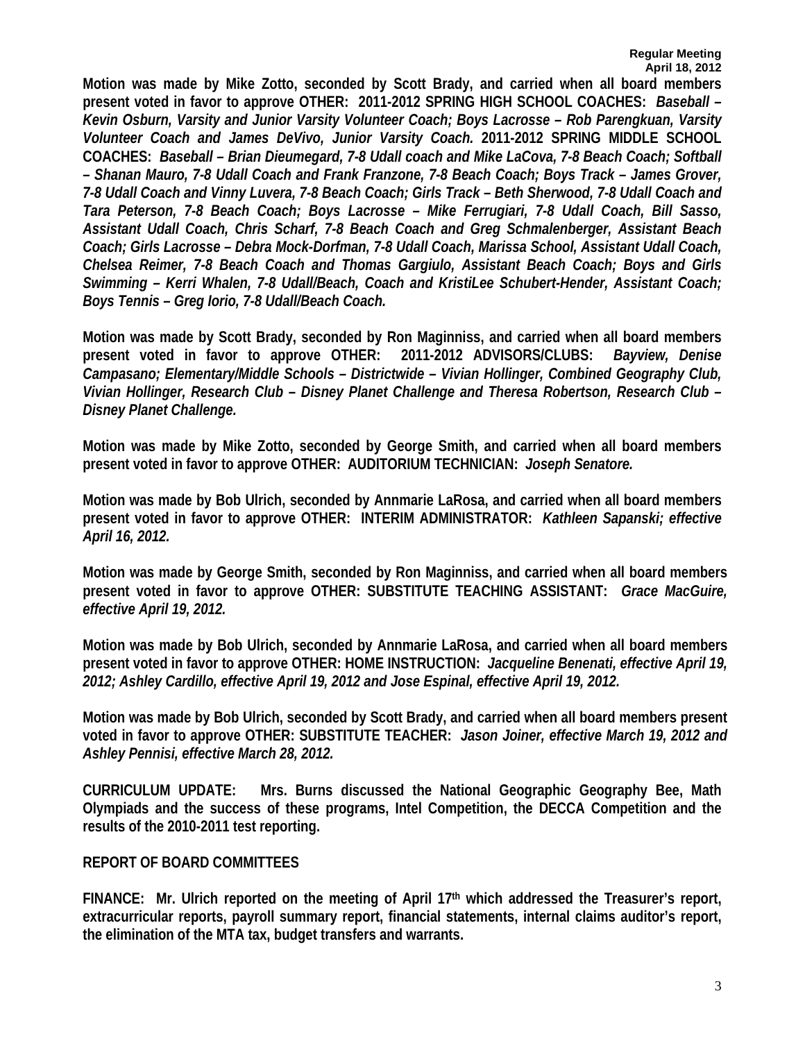**Motion was made by Mike Zotto, seconded by Scott Brady, and carried when all board members present voted in favor to approve OTHER: 2011-2012 SPRING HIGH SCHOOL COACHES:** ***Baseball – Kevin Osburn, Varsity and Junior Varsity Volunteer Coach; Boys Lacrosse – Rob Parengkuan, Varsity Volunteer Coach and James DeVivo, Junior Varsity Coach.*** **2011-2012 SPRING MIDDLE SCHOOL COACHES:** ***Baseball – Brian Dieumegard, 7-8 Udall coach and Mike LaCova, 7-8 Beach Coach; Softball – Shanan Mauro, 7-8 Udall Coach and Frank Franzone, 7-8 Beach Coach; Boys Track – James Grover, 7-8 Udall Coach and Vinny Luvera, 7-8 Beach Coach; Girls Track – Beth Sherwood, 7-8 Udall Coach and Tara Peterson, 7-8 Beach Coach; Boys Lacrosse – Mike Ferrugiari, 7-8 Udall Coach, Bill Sasso, Assistant Udall Coach, Chris Scharf, 7-8 Beach Coach and Greg Schmalenberger, Assistant Beach Coach; Girls Lacrosse – Debra Mock-Dorfman, 7-8 Udall Coach, Marissa School, Assistant Udall Coach, Chelsea Reimer, 7-8 Beach Coach and Thomas Gargiulo, Assistant Beach Coach; Boys and Girls Swimming – Kerri Whalen, 7-8 Udall/Beach, Coach and KristiLee Schubert-Hender, Assistant Coach; Boys Tennis – Greg Iorio, 7-8 Udall/Beach Coach.***

**Motion was made by Scott Brady, seconded by Ron Maginniss, and carried when all board members present voted in favor to approve OTHER: 2011-2012 ADVISORS/CLUBS:** ***Bayview, Denise Campasano; Elementary/Middle Schools – Districtwide – Vivian Hollinger, Combined Geography Club, Vivian Hollinger, Research Club – Disney Planet Challenge and Theresa Robertson, Research Club – Disney Planet Challenge.***

**Motion was made by Mike Zotto, seconded by George Smith, and carried when all board members present voted in favor to approve OTHER: AUDITORIUM TECHNICIAN:** ***Joseph Senatore.***

**Motion was made by Bob Ulrich, seconded by Annmarie LaRosa, and carried when all board members present voted in favor to approve OTHER: INTERIM ADMINISTRATOR:** ***Kathleen Sapanski; effective April 16, 2012.***

**Motion was made by George Smith, seconded by Ron Maginniss, and carried when all board members present voted in favor to approve OTHER: SUBSTITUTE TEACHING ASSISTANT:** ***Grace MacGuire, effective April 19, 2012.***

**Motion was made by Bob Ulrich, seconded by Annmarie LaRosa, and carried when all board members present voted in favor to approve OTHER: HOME INSTRUCTION:** ***Jacqueline Benenati, effective April 19, 2012; Ashley Cardillo, effective April 19, 2012 and Jose Espinal, effective April 19, 2012.***

**Motion was made by Bob Ulrich, seconded by Scott Brady, and carried when all board members present voted in favor to approve OTHER: SUBSTITUTE TEACHER:** ***Jason Joiner, effective March 19, 2012 and Ashley Pennisi, effective March 28, 2012.***

**CURRICULUM UPDATE: Mrs. Burns discussed the National Geographic Geography Bee, Math Olympiads and the success of these programs, Intel Competition, the DECCA Competition and the results of the 2010-2011 test reporting.**

**REPORT OF BOARD COMMITTEES**

**FINANCE: Mr. Ulrich reported on the meeting of April 17th which addressed the Treasurer's report, extracurricular reports, payroll summary report, financial statements, internal claims auditor's report, the elimination of the MTA tax, budget transfers and warrants.**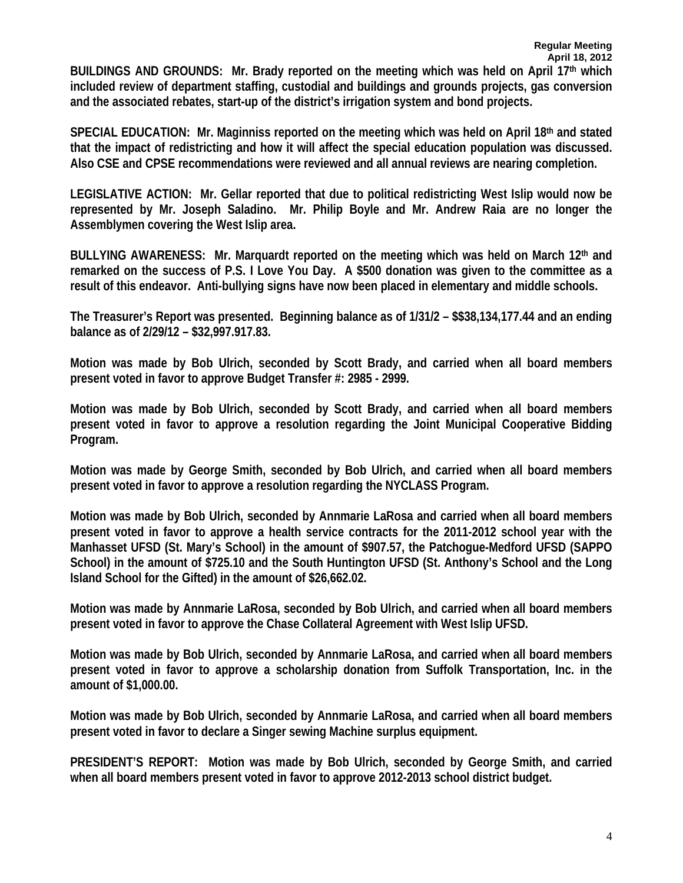**BUILDINGS AND GROUNDS: Mr. Brady reported on the meeting which was held on April 17th which included review of department staffing, custodial and buildings and grounds projects, gas conversion and the associated rebates, start-up of the district's irrigation system and bond projects.**

**SPECIAL EDUCATION: Mr. Maginniss reported on the meeting which was held on April 18th and stated that the impact of redistricting and how it will affect the special education population was discussed. Also CSE and CPSE recommendations were reviewed and all annual reviews are nearing completion.**

**LEGISLATIVE ACTION: Mr. Gellar reported that due to political redistricting West Islip would now be represented by Mr. Joseph Saladino. Mr. Philip Boyle and Mr. Andrew Raia are no longer the Assemblymen covering the West Islip area.**

**BULLYING AWARENESS: Mr. Marquardt reported on the meeting which was held on March 12th and remarked on the success of P.S. I Love You Day. A $500 donation was given to the committee as a result of this endeavor. Anti-bullying signs have now been placed in elementary and middle schools.**

**The Treasurer's Report was presented. Beginning balance as of 1/31/2 – $$38,134,177.44 and an ending balance as of 2/29/12 – $32,997.917.83.**

**Motion was made by Bob Ulrich, seconded by Scott Brady, and carried when all board members present voted in favor to approve Budget Transfer #: 2985 - 2999.**

**Motion was made by Bob Ulrich, seconded by Scott Brady, and carried when all board members present voted in favor to approve a resolution regarding the Joint Municipal Cooperative Bidding Program.**

**Motion was made by George Smith, seconded by Bob Ulrich, and carried when all board members present voted in favor to approve a resolution regarding the NYCLASS Program.**

**Motion was made by Bob Ulrich, seconded by Annmarie LaRosa and carried when all board members present voted in favor to approve a health service contracts for the 2011-2012 school year with the Manhasset UFSD (St. Mary's School) in the amount of $907.57, the Patchogue-Medford UFSD (SAPPO School) in the amount of $725.10 and the South Huntington UFSD (St. Anthony's School and the Long Island School for the Gifted) in the amount of $26,662.02.**

**Motion was made by Annmarie LaRosa, seconded by Bob Ulrich, and carried when all board members present voted in favor to approve the Chase Collateral Agreement with West Islip UFSD.**

**Motion was made by Bob Ulrich, seconded by Annmarie LaRosa, and carried when all board members present voted in favor to approve a scholarship donation from Suffolk Transportation, Inc. in the amount of $1,000.00.**

**Motion was made by Bob Ulrich, seconded by Annmarie LaRosa, and carried when all board members present voted in favor to declare a Singer sewing Machine surplus equipment.**

**PRESIDENT'S REPORT: Motion was made by Bob Ulrich, seconded by George Smith, and carried when all board members present voted in favor to approve 2012-2013 school district budget.**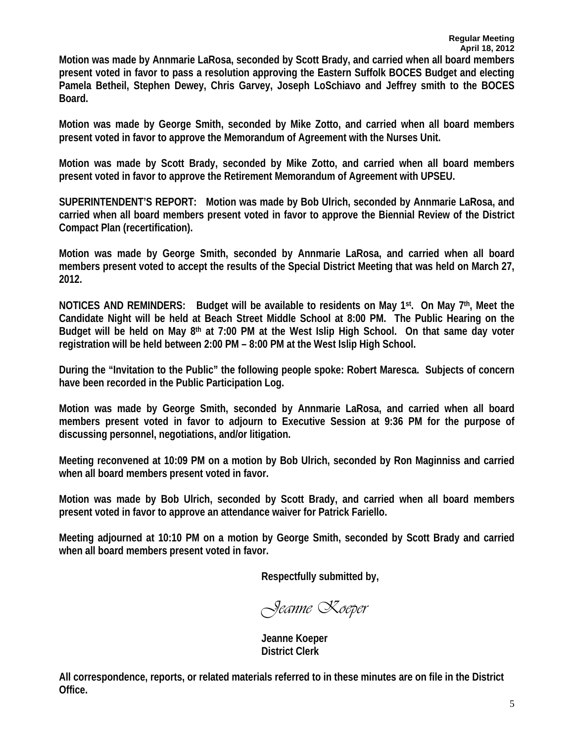**Motion was made by Annmarie LaRosa, seconded by Scott Brady, and carried when all board members present voted in favor to pass a resolution approving the Eastern Suffolk BOCES Budget and electing Pamela Betheil, Stephen Dewey, Chris Garvey, Joseph LoSchiavo and Jeffrey smith to the BOCES Board.**

**Motion was made by George Smith, seconded by Mike Zotto, and carried when all board members present voted in favor to approve the Memorandum of Agreement with the Nurses Unit.**

**Motion was made by Scott Brady, seconded by Mike Zotto, and carried when all board members present voted in favor to approve the Retirement Memorandum of Agreement with UPSEU.**

**SUPERINTENDENT'S REPORT: Motion was made by Bob Ulrich, seconded by Annmarie LaRosa, and carried when all board members present voted in favor to approve the Biennial Review of the District Compact Plan (recertification).**

**Motion was made by George Smith, seconded by Annmarie LaRosa, and carried when all board members present voted to accept the results of the Special District Meeting that was held on March 27, 2012.**

**NOTICES AND REMINDERS: Budget will be available to residents on May 1st. On May 7th, Meet the Candidate Night will be held at Beach Street Middle School at 8:00 PM. The Public Hearing on the Budget will be held on May 8th at 7:00 PM at the West Islip High School. On that same day voter registration will be held between 2:00 PM – 8:00 PM at the West Islip High School.**

**During the "Invitation to the Public" the following people spoke: Robert Maresca. Subjects of concern have been recorded in the Public Participation Log.**

**Motion was made by George Smith, seconded by Annmarie LaRosa, and carried when all board members present voted in favor to adjourn to Executive Session at 9:36 PM for the purpose of discussing personnel, negotiations, and/or litigation.**

**Meeting reconvened at 10:09 PM on a motion by Bob Ulrich, seconded by Ron Maginniss and carried when all board members present voted in favor.**

**Motion was made by Bob Ulrich, seconded by Scott Brady, and carried when all board members present voted in favor to approve an attendance waiver for Patrick Fariello.**

**Meeting adjourned at 10:10 PM on a motion by George Smith, seconded by Scott Brady and carried when all board members present voted in favor.**

**Respectfully submitted by,**

*Jeanne Koeper*

**Jeanne Koeper**
**District Clerk**

**All correspondence, reports, or related materials referred to in these minutes are on file in the District Office.**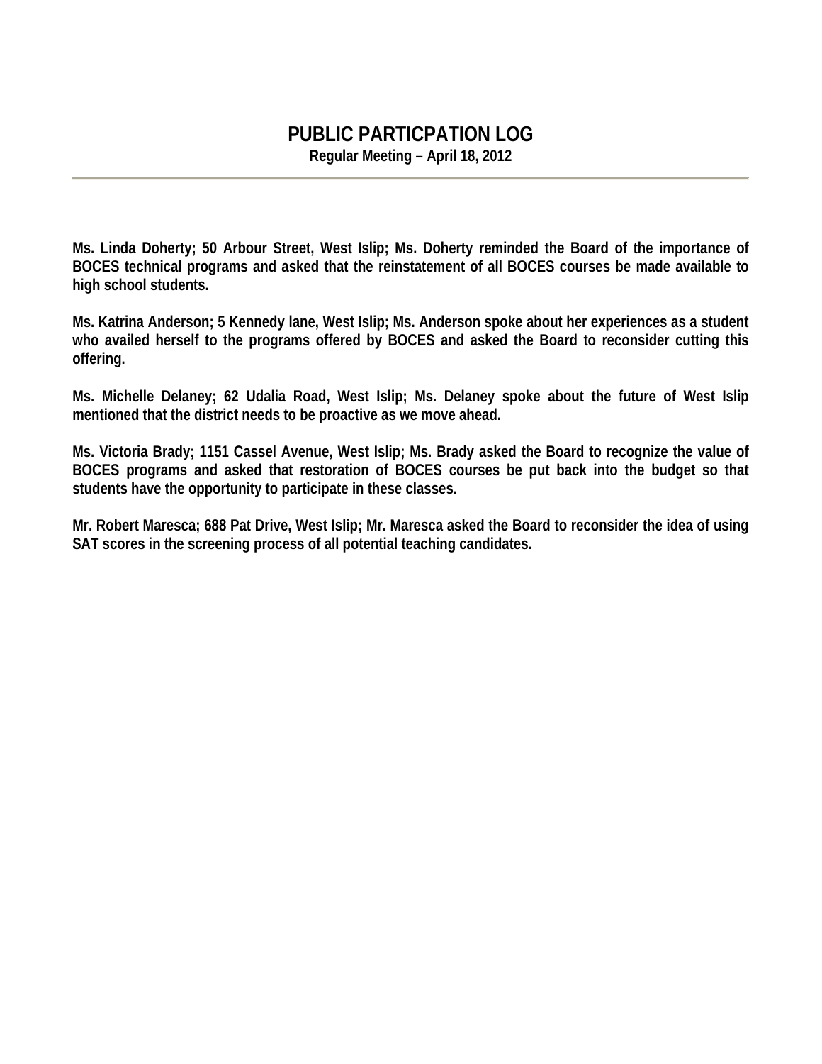# PUBLIC PARTICPATION LOG

**Regular Meeting – April 18, 2012**

---

**Ms. Linda Doherty; 50 Arbour Street, West Islip; Ms. Doherty reminded the Board of the importance of BOCES technical programs and asked that the reinstatement of all BOCES courses be made available to high school students.**

**Ms. Katrina Anderson; 5 Kennedy lane, West Islip; Ms. Anderson spoke about her experiences as a student who availed herself to the programs offered by BOCES and asked the Board to reconsider cutting this offering.**

**Ms. Michelle Delaney; 62 Udalia Road, West Islip; Ms. Delaney spoke about the future of West Islip mentioned that the district needs to be proactive as we move ahead.**

**Ms. Victoria Brady; 1151 Cassel Avenue, West Islip; Ms. Brady asked the Board to recognize the value of BOCES programs and asked that restoration of BOCES courses be put back into the budget so that students have the opportunity to participate in these classes.**

**Mr. Robert Maresca; 688 Pat Drive, West Islip; Mr. Maresca asked the Board to reconsider the idea of using SAT scores in the screening process of all potential teaching candidates.**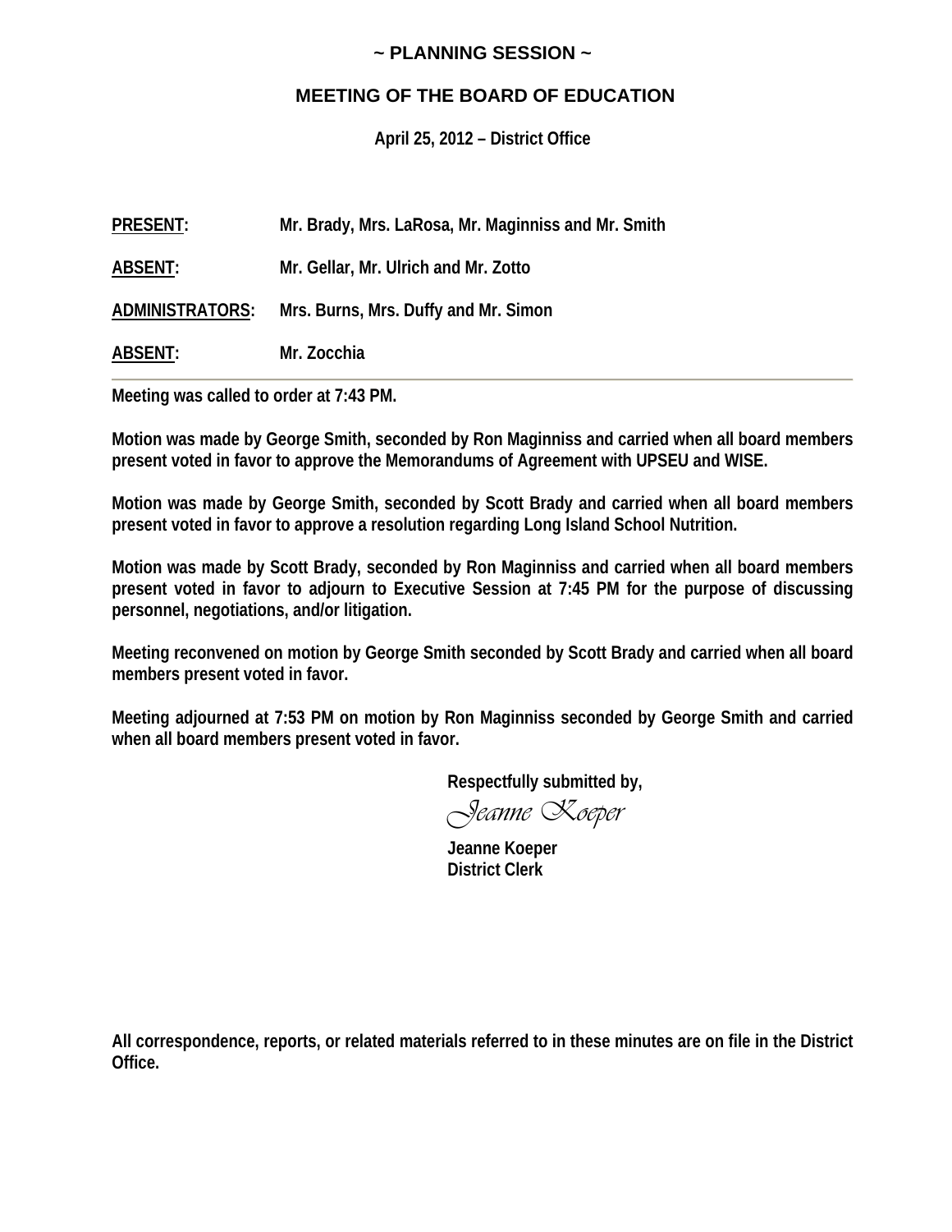## ~ PLANNING SESSION ~

## MEETING OF THE BOARD OF EDUCATION

**April 25, 2012 – District Office**

**PRESENT:** Mr. Brady, Mrs. LaRosa, Mr. Maginniss and Mr. Smith

**ABSENT:** Mr. Gellar, Mr. Ulrich and Mr. Zotto

**ADMINISTRATORS:** Mrs. Burns, Mrs. Duffy and Mr. Simon

**ABSENT:** Mr. Zocchia

---

**Meeting was called to order at 7:43 PM.**

**Motion was made by George Smith, seconded by Ron Maginniss and carried when all board members present voted in favor to approve the Memorandums of Agreement with UPSEU and WISE.**

**Motion was made by George Smith, seconded by Scott Brady and carried when all board members present voted in favor to approve a resolution regarding Long Island School Nutrition.**

**Motion was made by Scott Brady, seconded by Ron Maginniss and carried when all board members present voted in favor to adjourn to Executive Session at 7:45 PM for the purpose of discussing personnel, negotiations, and/or litigation.**

**Meeting reconvened on motion by George Smith seconded by Scott Brady and carried when all board members present voted in favor.**

**Meeting adjourned at 7:53 PM on motion by Ron Maginniss seconded by George Smith and carried when all board members present voted in favor.**

**Respectfully submitted by,**

*Jeanne Koeper*

**Jeanne Koeper**
**District Clerk**

**All correspondence, reports, or related materials referred to in these minutes are on file in the District Office.**